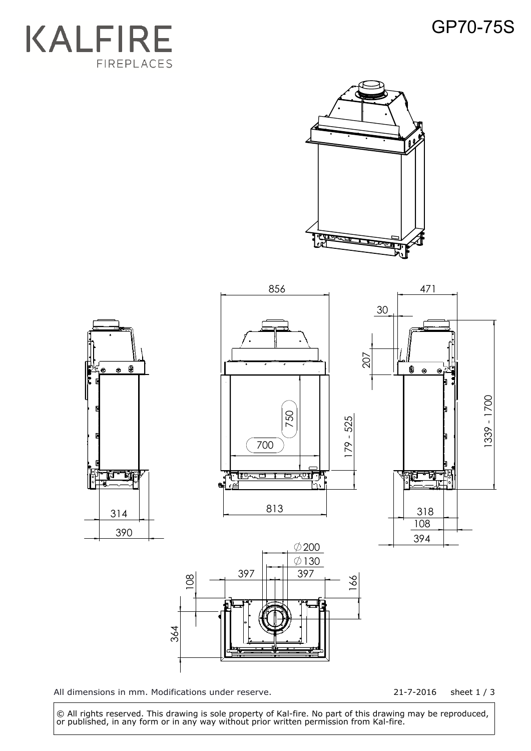KALFIRE
FIREPLACES

# GP70-75S

856

471

30

207

750

700

179 - 525

1339 - 1700

314

390

813

318

108

394

∅200

∅130

397

397

108

166

364

All dimensions in mm. Modifications under reserve.

21-7-2016 sheet 1 / 3

© All rights reserved. This drawing is sole property of Kal-fire. No part of this drawing may be reproduced, or published, in any form or in any way without prior written permission from Kal-fire.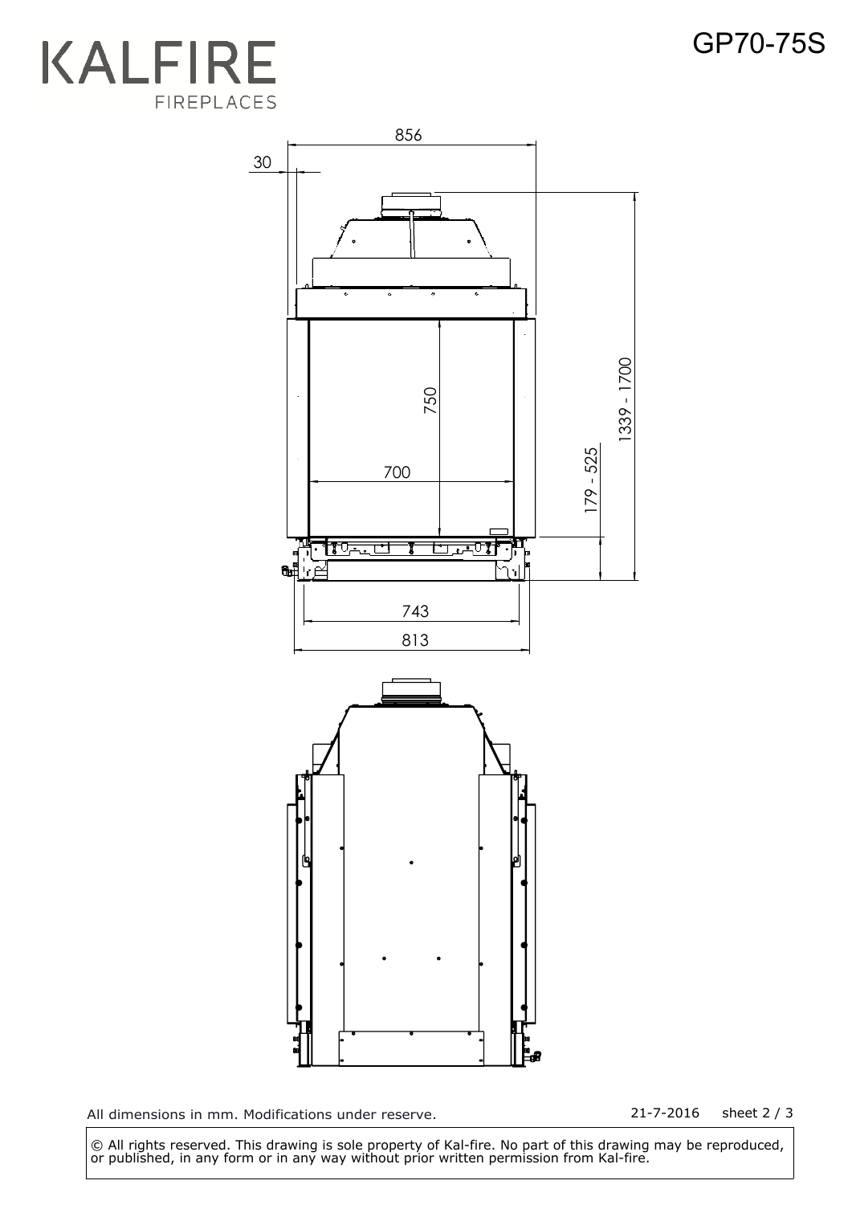# KALFIRE FIREPLACES

## GP70-75S

856

30

750

700

1339 - 1700

179 - 525

743

813

All dimensions in mm. Modifications under reserve.

21-7-2016 sheet 2 / 3

© All rights reserved. This drawing is sole property of Kal-fire. No part of this drawing may be reproduced, or published, in any form or in any way without prior written permission from Kal-fire.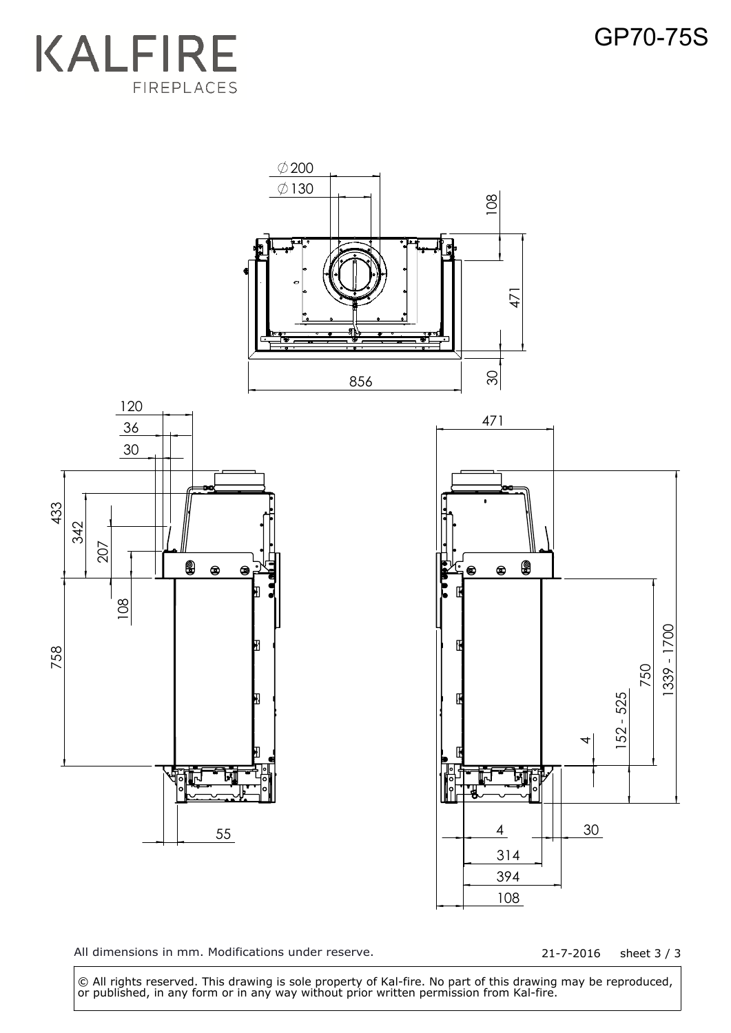# KALFIRE
FIREPLACES

GP70-75S

∅200
∅130
108
471
30
856

120
36
30
433
342
207
108
758
55

471
1339 - 1700
750
152 - 525
4
4
30
314
394
108

All dimensions in mm. Modifications under reserve.

21-7-2016 sheet 3 / 3

© All rights reserved. This drawing is sole property of Kal-fire. No part of this drawing may be reproduced, or published, in any form or in any way without prior written permission from Kal-fire.